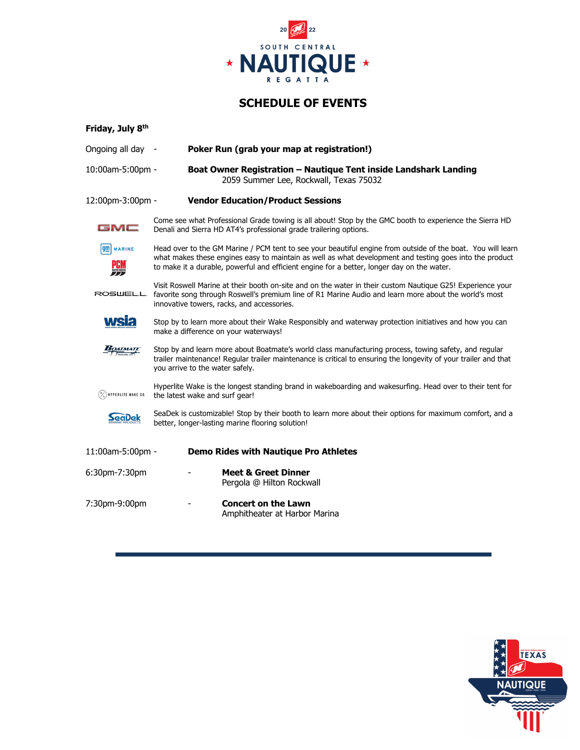2022 SOUTH CENTRAL

# NAUTIQUE

REGATTA

## SCHEDULE OF EVENTS

**Friday, July 8th**

Ongoing all day - **Poker Run (grab your map at registration!)**

10:00am-5:00pm - **Boat Owner Registration – Nautique Tent inside Landshark Landing**
2059 Summer Lee, Rockwall, Texas 75032

12:00pm-3:00pm - **Vendor Education/Product Sessions**

GMC — Come see what Professional Grade towing is all about! Stop by the GMC booth to experience the Sierra HD Denali and Sierra HD AT4's professional grade trailering options.

GM MARINE / PCM — Head over to the GM Marine / PCM tent to see your beautiful engine from outside of the boat. You will learn what makes these engines easy to maintain as well as what development and testing goes into the product to make it a durable, powerful and efficient engine for a better, longer day on the water.

ROSWELL — Visit Roswell Marine at their booth on-site and on the water in their custom Nautique G25! Experience your favorite song through Roswell's premium line of R1 Marine Audio and learn more about the world's most innovative towers, racks, and accessories.

WSIA — Stop by to learn more about their Wake Responsibly and waterway protection initiatives and how you can make a difference on your waterways!

BOATMATE — Stop by and learn more about Boatmate's world class manufacturing process, towing safety, and regular trailer maintenance! Regular trailer maintenance is critical to ensuring the longevity of your trailer and that you arrive to the water safely.

HYPERLITE WAKE CO. — Hyperlite Wake is the longest standing brand in wakeboarding and wakesurfing. Head over to their tent for the latest wake and surf gear!

SEADEK MARINE PRODUCTS — SeaDek is customizable! Stop by their booth to learn more about their options for maximum comfort, and a better, longer-lasting marine flooring solution!

11:00am-5:00pm - **Demo Rides with Nautique Pro Athletes**

6:30pm-7:30pm - **Meet & Greet Dinner**
Pergola @ Hilton Rockwall

7:30pm-9:00pm - **Concert on the Lawn**
Amphitheater at Harbor Marina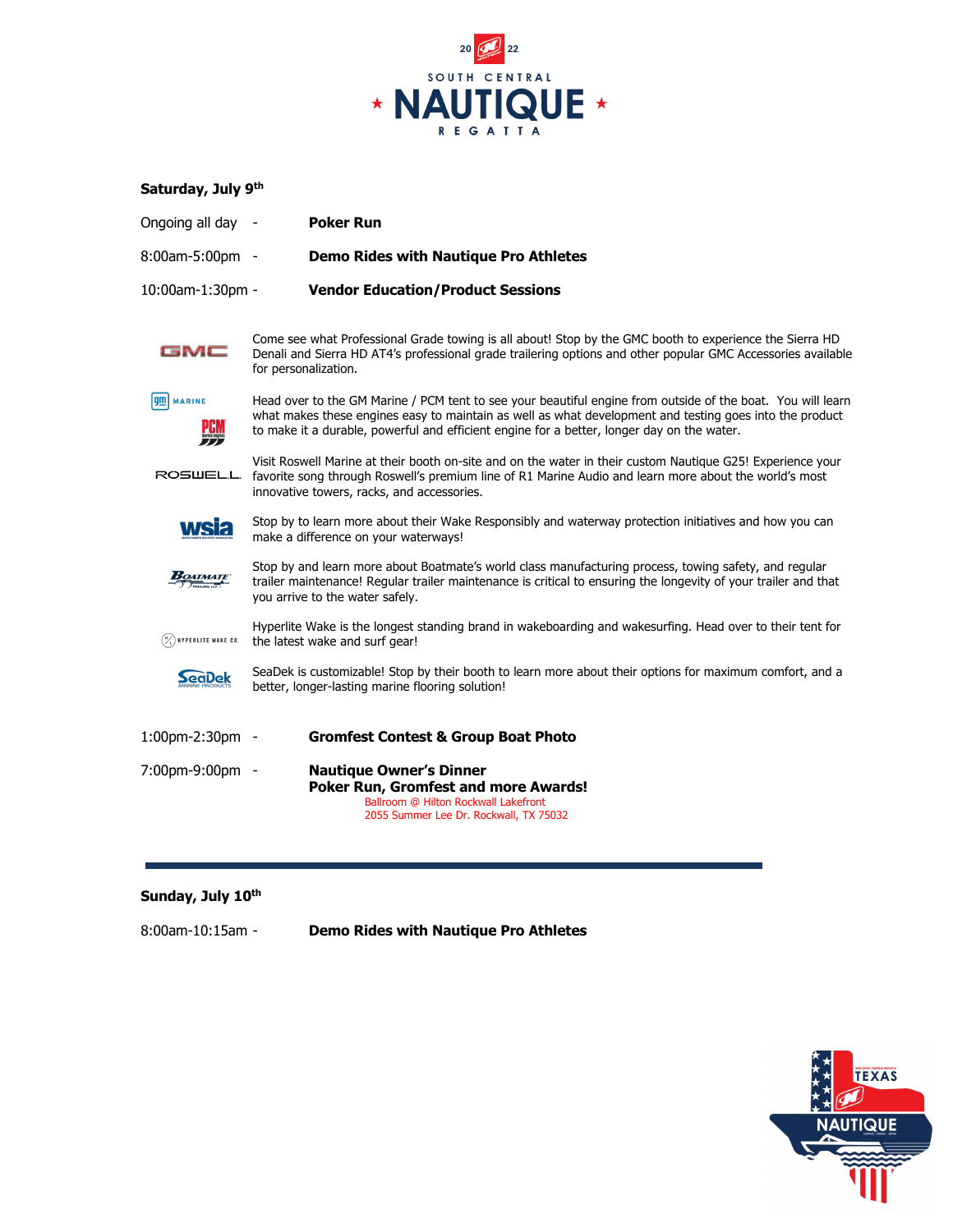2022 SOUTH CENTRAL NAUTIQUE REGATTA

**Saturday, July 9th**

Ongoing all day - **Poker Run**

8:00am-5:00pm - **Demo Rides with Nautique Pro Athletes**

10:00am-1:30pm - **Vendor Education/Product Sessions**

GMC — Come see what Professional Grade towing is all about! Stop by the GMC booth to experience the Sierra HD Denali and Sierra HD AT4's professional grade trailering options and other popular GMC Accessories available for personalization.

GM MARINE / PCM — Head over to the GM Marine / PCM tent to see your beautiful engine from outside of the boat. You will learn what makes these engines easy to maintain as well as what development and testing goes into the product to make it a durable, powerful and efficient engine for a better, longer day on the water.

ROSWELL — Visit Roswell Marine at their booth on-site and on the water in their custom Nautique G25! Experience your favorite song through Roswell's premium line of R1 Marine Audio and learn more about the world's most innovative towers, racks, and accessories.

WSIA — Stop by to learn more about their Wake Responsibly and waterway protection initiatives and how you can make a difference on your waterways!

BOATMATE — Stop by and learn more about Boatmate's world class manufacturing process, towing safety, and regular trailer maintenance! Regular trailer maintenance is critical to ensuring the longevity of your trailer and that you arrive to the water safely.

HYPERLITE WAKE CO. — Hyperlite Wake is the longest standing brand in wakeboarding and wakesurfing. Head over to their tent for the latest wake and surf gear!

SEADEK MARINE PRODUCTS — SeaDek is customizable! Stop by their booth to learn more about their options for maximum comfort, and a better, longer-lasting marine flooring solution!

1:00pm-2:30pm - **Gromfest Contest & Group Boat Photo**

7:00pm-9:00pm - **Nautique Owner's Dinner**
**Poker Run, Gromfest and more Awards!**
Ballroom @ Hilton Rockwall Lakefront
2055 Summer Lee Dr. Rockwall, TX 75032

---

**Sunday, July 10th**

8:00am-10:15am - **Demo Rides with Nautique Pro Athletes**